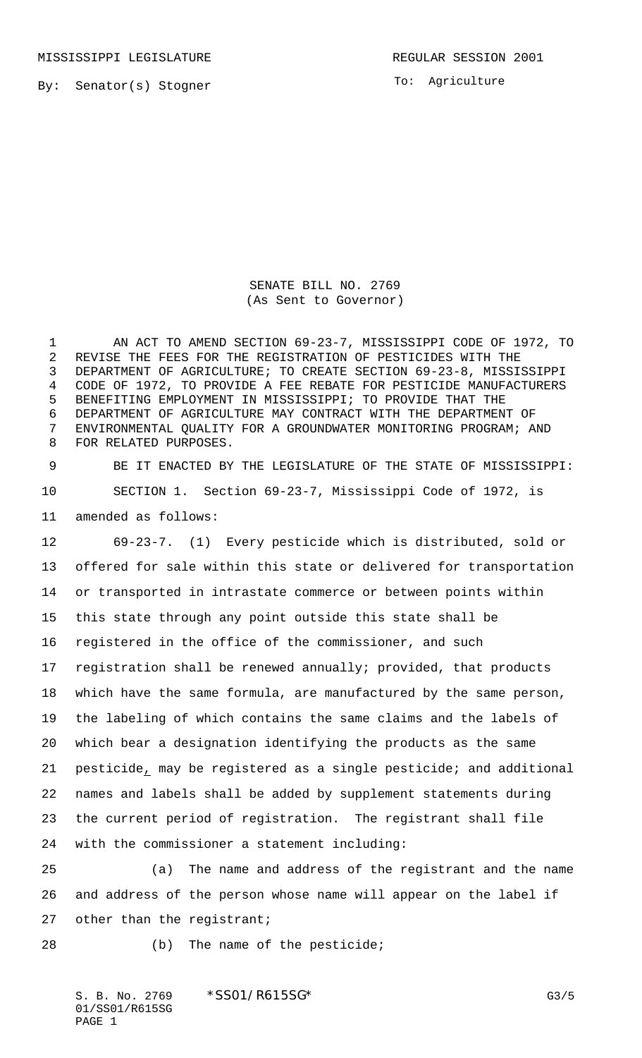MISSISSIPPI LEGISLATURE REGULAR SESSION 2001

By: Senator(s) Stogner

To: Agriculture

SENATE BILL NO. 2769
(As Sent to Governor)

AN ACT TO AMEND SECTION 69-23-7, MISSISSIPPI CODE OF 1972, TO REVISE THE FEES FOR THE REGISTRATION OF PESTICIDES WITH THE DEPARTMENT OF AGRICULTURE; TO CREATE SECTION 69-23-8, MISSISSIPPI CODE OF 1972, TO PROVIDE A FEE REBATE FOR PESTICIDE MANUFACTURERS BENEFITING EMPLOYMENT IN MISSISSIPPI; TO PROVIDE THAT THE DEPARTMENT OF AGRICULTURE MAY CONTRACT WITH THE DEPARTMENT OF ENVIRONMENTAL QUALITY FOR A GROUNDWATER MONITORING PROGRAM; AND FOR RELATED PURPOSES.

BE IT ENACTED BY THE LEGISLATURE OF THE STATE OF MISSISSIPPI:

SECTION 1. Section 69-23-7, Mississippi Code of 1972, is amended as follows:

69-23-7. (1) Every pesticide which is distributed, sold or offered for sale within this state or delivered for transportation or transported in intrastate commerce or between points within this state through any point outside this state shall be registered in the office of the commissioner, and such registration shall be renewed annually; provided, that products which have the same formula, are manufactured by the same person, the labeling of which contains the same claims and the labels of which bear a designation identifying the products as the same pesticide, may be registered as a single pesticide; and additional names and labels shall be added by supplement statements during the current period of registration. The registrant shall file with the commissioner a statement including:

(a) The name and address of the registrant and the name and address of the person whose name will appear on the label if other than the registrant;

(b) The name of the pesticide;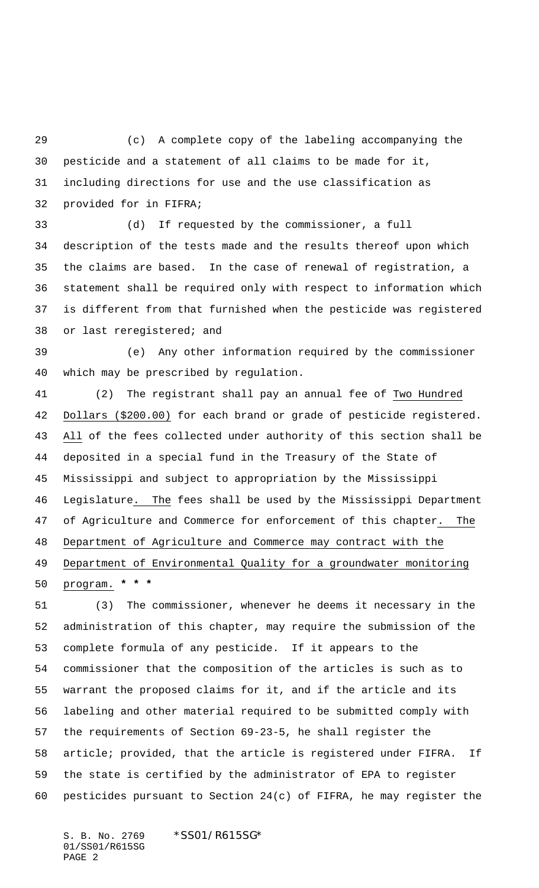(c) A complete copy of the labeling accompanying the pesticide and a statement of all claims to be made for it, including directions for use and the use classification as provided for in FIFRA;

(d) If requested by the commissioner, a full description of the tests made and the results thereof upon which the claims are based. In the case of renewal of registration, a statement shall be required only with respect to information which is different from that furnished when the pesticide was registered or last reregistered; and

(e) Any other information required by the commissioner which may be prescribed by regulation.

(2) The registrant shall pay an annual fee of Two Hundred Dollars ($200.00) for each brand or grade of pesticide registered. All of the fees collected under authority of this section shall be deposited in a special fund in the Treasury of the State of Mississippi and subject to appropriation by the Mississippi Legislature. The fees shall be used by the Mississippi Department of Agriculture and Commerce for enforcement of this chapter. The Department of Agriculture and Commerce may contract with the Department of Environmental Quality for a groundwater monitoring program. *** * ***

(3) The commissioner, whenever he deems it necessary in the administration of this chapter, may require the submission of the complete formula of any pesticide. If it appears to the commissioner that the composition of the articles is such as to warrant the proposed claims for it, and if the article and its labeling and other material required to be submitted comply with the requirements of Section 69-23-5, he shall register the article; provided, that the article is registered under FIFRA. If the state is certified by the administrator of EPA to register pesticides pursuant to Section 24(c) of FIFRA, he may register the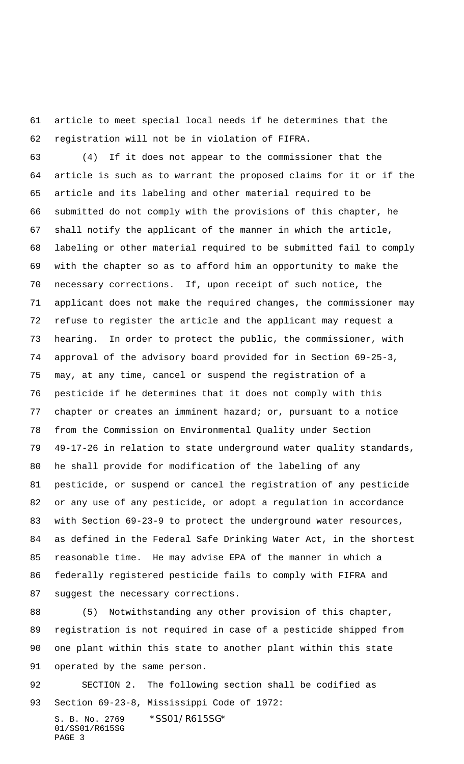article to meet special local needs if he determines that the registration will not be in violation of FIFRA.

(4) If it does not appear to the commissioner that the article is such as to warrant the proposed claims for it or if the article and its labeling and other material required to be submitted do not comply with the provisions of this chapter, he shall notify the applicant of the manner in which the article, labeling or other material required to be submitted fail to comply with the chapter so as to afford him an opportunity to make the necessary corrections. If, upon receipt of such notice, the applicant does not make the required changes, the commissioner may refuse to register the article and the applicant may request a hearing. In order to protect the public, the commissioner, with approval of the advisory board provided for in Section 69-25-3, may, at any time, cancel or suspend the registration of a pesticide if he determines that it does not comply with this chapter or creates an imminent hazard; or, pursuant to a notice from the Commission on Environmental Quality under Section 49-17-26 in relation to state underground water quality standards, he shall provide for modification of the labeling of any pesticide, or suspend or cancel the registration of any pesticide or any use of any pesticide, or adopt a regulation in accordance with Section 69-23-9 to protect the underground water resources, as defined in the Federal Safe Drinking Water Act, in the shortest reasonable time. He may advise EPA of the manner in which a federally registered pesticide fails to comply with FIFRA and suggest the necessary corrections.

(5) Notwithstanding any other provision of this chapter, registration is not required in case of a pesticide shipped from one plant within this state to another plant within this state operated by the same person.

SECTION 2. The following section shall be codified as Section 69-23-8, Mississippi Code of 1972: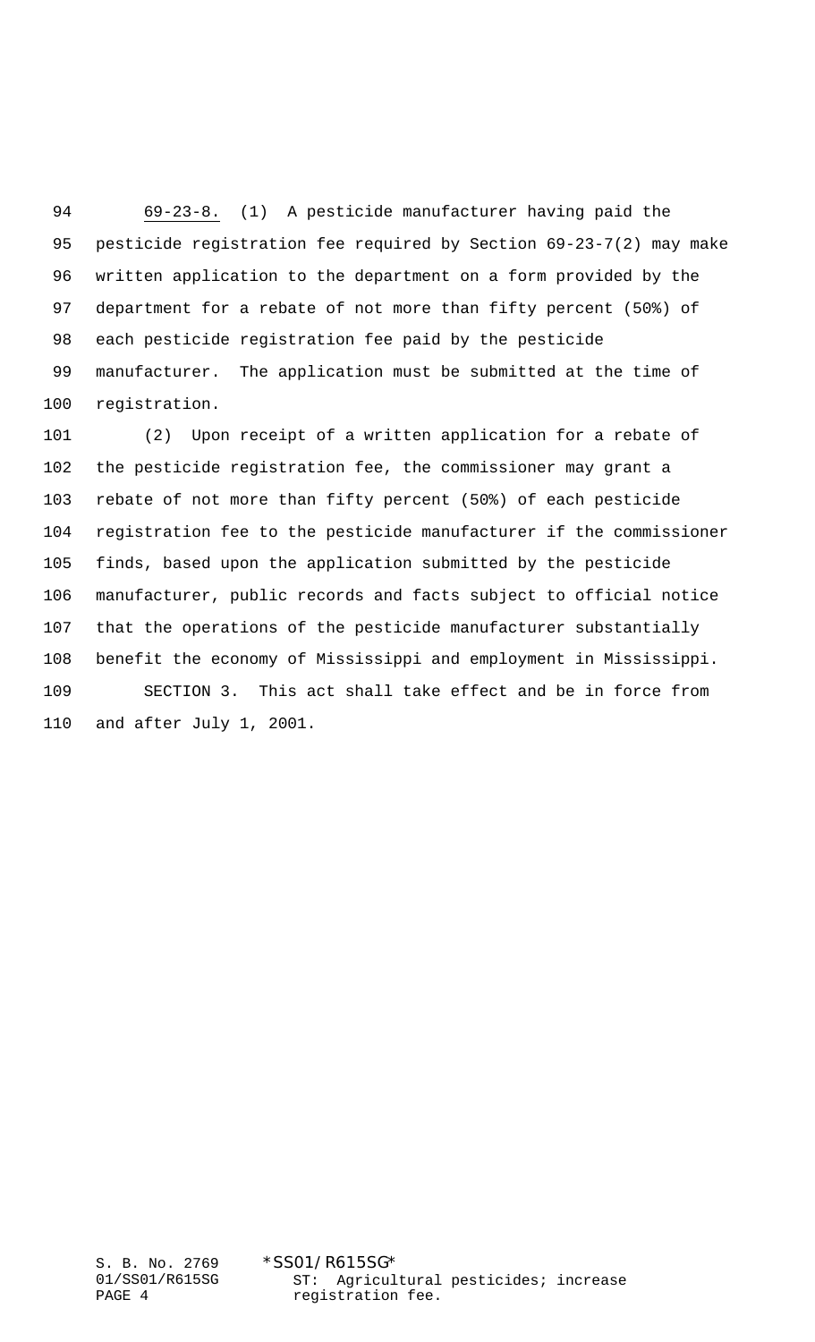69-23-8. (1) A pesticide manufacturer having paid the pesticide registration fee required by Section 69-23-7(2) may make written application to the department on a form provided by the department for a rebate of not more than fifty percent (50%) of each pesticide registration fee paid by the pesticide manufacturer. The application must be submitted at the time of registration.

(2) Upon receipt of a written application for a rebate of the pesticide registration fee, the commissioner may grant a rebate of not more than fifty percent (50%) of each pesticide registration fee to the pesticide manufacturer if the commissioner finds, based upon the application submitted by the pesticide manufacturer, public records and facts subject to official notice that the operations of the pesticide manufacturer substantially benefit the economy of Mississippi and employment in Mississippi.

SECTION 3. This act shall take effect and be in force from and after July 1, 2001.